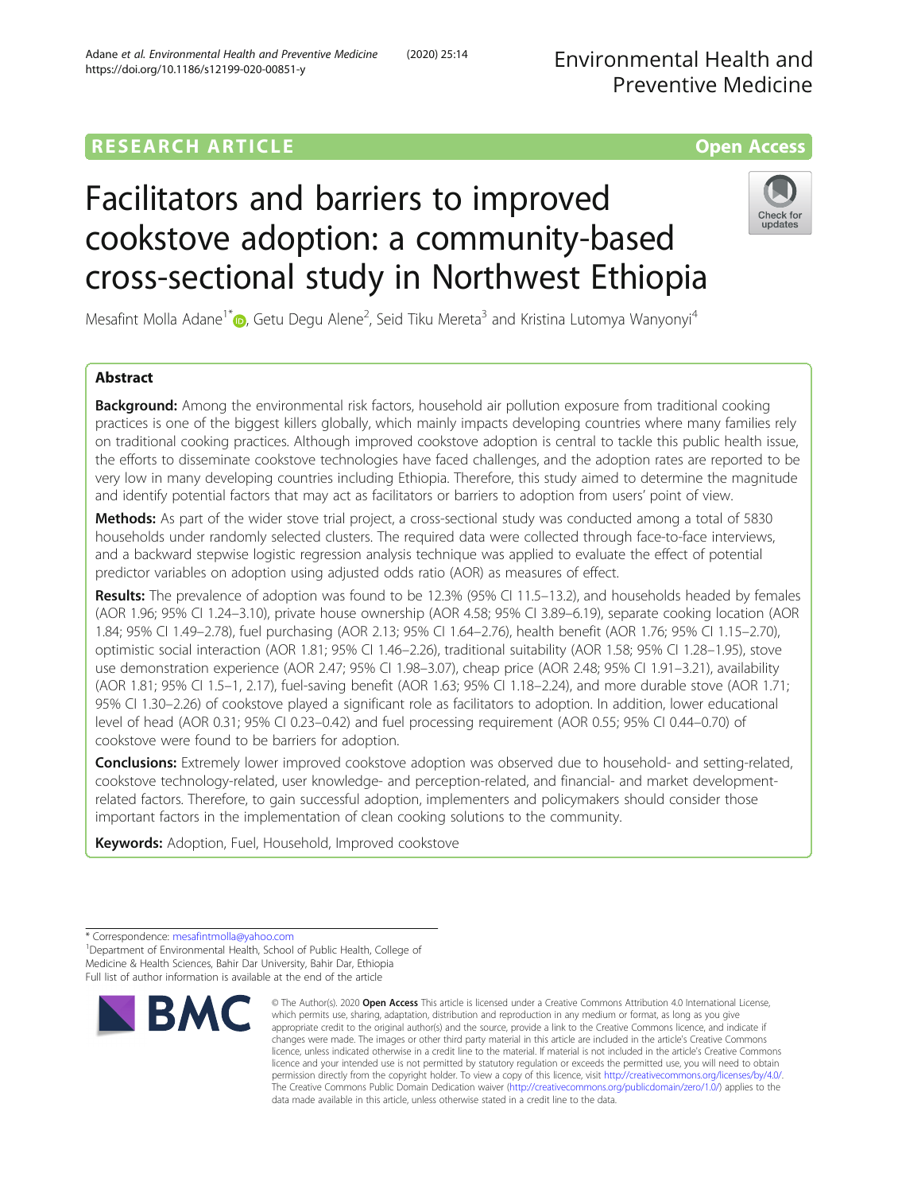RESEARCH ARTICLE

Open Access

# Facilitators and barriers to improved cookstove adoption: a community-based cross-sectional study in Northwest Ethiopia

Mesafint Molla Adane[1*], Getu Degu Alene[2], Seid Tiku Mereta[3] and Kristina Lutomya Wanyonyi[4]

## Abstract

**Background:** Among the environmental risk factors, household air pollution exposure from traditional cooking practices is one of the biggest killers globally, which mainly impacts developing countries where many families rely on traditional cooking practices. Although improved cookstove adoption is central to tackle this public health issue, the efforts to disseminate cookstove technologies have faced challenges, and the adoption rates are reported to be very low in many developing countries including Ethiopia. Therefore, this study aimed to determine the magnitude and identify potential factors that may act as facilitators or barriers to adoption from users' point of view.

**Methods:** As part of the wider stove trial project, a cross-sectional study was conducted among a total of 5830 households under randomly selected clusters. The required data were collected through face-to-face interviews, and a backward stepwise logistic regression analysis technique was applied to evaluate the effect of potential predictor variables on adoption using adjusted odds ratio (AOR) as measures of effect.

**Results:** The prevalence of adoption was found to be 12.3% (95% CI 11.5–13.2), and households headed by females (AOR 1.96; 95% CI 1.24–3.10), private house ownership (AOR 4.58; 95% CI 3.89–6.19), separate cooking location (AOR 1.84; 95% CI 1.49–2.78), fuel purchasing (AOR 2.13; 95% CI 1.64–2.76), health benefit (AOR 1.76; 95% CI 1.15–2.70), optimistic social interaction (AOR 1.81; 95% CI 1.46–2.26), traditional suitability (AOR 1.58; 95% CI 1.28–1.95), stove use demonstration experience (AOR 2.47; 95% CI 1.98–3.07), cheap price (AOR 2.48; 95% CI 1.91–3.21), availability (AOR 1.81; 95% CI 1.5–1, 2.17), fuel-saving benefit (AOR 1.63; 95% CI 1.18–2.24), and more durable stove (AOR 1.71; 95% CI 1.30–2.26) of cookstove played a significant role as facilitators to adoption. In addition, lower educational level of head (AOR 0.31; 95% CI 0.23–0.42) and fuel processing requirement (AOR 0.55; 95% CI 0.44–0.70) of cookstove were found to be barriers for adoption.

**Conclusions:** Extremely lower improved cookstove adoption was observed due to household- and setting-related, cookstove technology-related, user knowledge- and perception-related, and financial- and market development-related factors. Therefore, to gain successful adoption, implementers and policymakers should consider those important factors in the implementation of clean cooking solutions to the community.

**Keywords:** Adoption, Fuel, Household, Improved cookstove

---

* Correspondence: mesafintmolla@yahoo.com
[1]Department of Environmental Health, School of Public Health, College of Medicine & Health Sciences, Bahir Dar University, Bahir Dar, Ethiopia
Full list of author information is available at the end of the article

© The Author(s). 2020 **Open Access** This article is licensed under a Creative Commons Attribution 4.0 International License, which permits use, sharing, adaptation, distribution and reproduction in any medium or format, as long as you give appropriate credit to the original author(s) and the source, provide a link to the Creative Commons licence, and indicate if changes were made. The images or other third party material in this article are included in the article's Creative Commons licence, unless indicated otherwise in a credit line to the material. If material is not included in the article's Creative Commons licence and your intended use is not permitted by statutory regulation or exceeds the permitted use, you will need to obtain permission directly from the copyright holder. To view a copy of this licence, visit http://creativecommons.org/licenses/by/4.0/. The Creative Commons Public Domain Dedication waiver (http://creativecommons.org/publicdomain/zero/1.0/) applies to the data made available in this article, unless otherwise stated in a credit line to the data.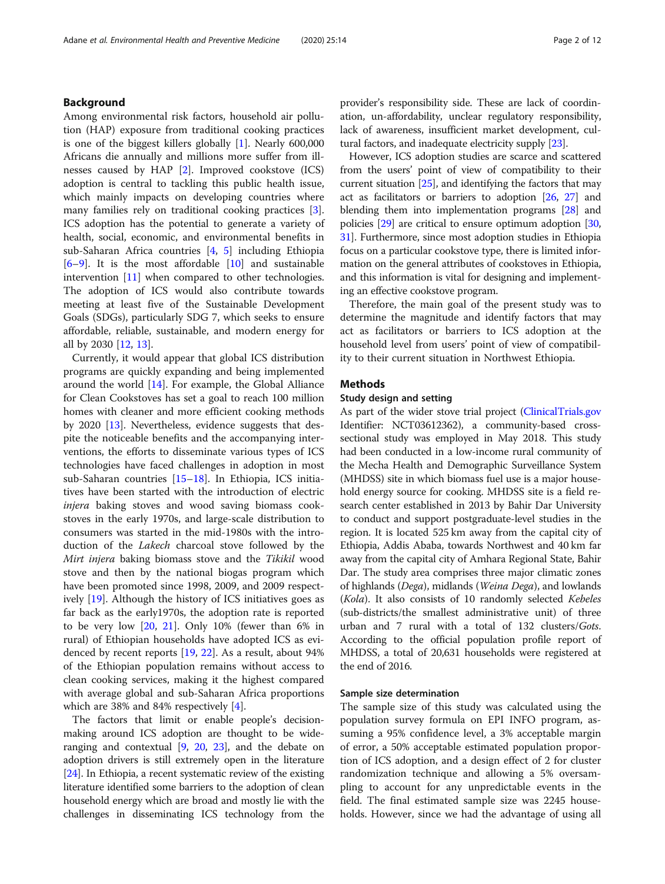## Background

Among environmental risk factors, household air pollution (HAP) exposure from traditional cooking practices is one of the biggest killers globally [1]. Nearly 600,000 Africans die annually and millions more suffer from illnesses caused by HAP [2]. Improved cookstove (ICS) adoption is central to tackling this public health issue, which mainly impacts on developing countries where many families rely on traditional cooking practices [3]. ICS adoption has the potential to generate a variety of health, social, economic, and environmental benefits in sub-Saharan Africa countries [4, 5] including Ethiopia [6–9]. It is the most affordable [10] and sustainable intervention [11] when compared to other technologies. The adoption of ICS would also contribute towards meeting at least five of the Sustainable Development Goals (SDGs), particularly SDG 7, which seeks to ensure affordable, reliable, sustainable, and modern energy for all by 2030 [12, 13].

Currently, it would appear that global ICS distribution programs are quickly expanding and being implemented around the world [14]. For example, the Global Alliance for Clean Cookstoves has set a goal to reach 100 million homes with cleaner and more efficient cooking methods by 2020 [13]. Nevertheless, evidence suggests that despite the noticeable benefits and the accompanying interventions, the efforts to disseminate various types of ICS technologies have faced challenges in adoption in most sub-Saharan countries [15–18]. In Ethiopia, ICS initiatives have been started with the introduction of electric *injera* baking stoves and wood saving biomass cookstoves in the early 1970s, and large-scale distribution to consumers was started in the mid-1980s with the introduction of the *Lakech* charcoal stove followed by the *Mirt injera* baking biomass stove and the *Tikikil* wood stove and then by the national biogas program which have been promoted since 1998, 2009, and 2009 respectively [19]. Although the history of ICS initiatives goes as far back as the early1970s, the adoption rate is reported to be very low [20, 21]. Only 10% (fewer than 6% in rural) of Ethiopian households have adopted ICS as evidenced by recent reports [19, 22]. As a result, about 94% of the Ethiopian population remains without access to clean cooking services, making it the highest compared with average global and sub-Saharan Africa proportions which are 38% and 84% respectively [4].

The factors that limit or enable people's decision-making around ICS adoption are thought to be wide-ranging and contextual [9, 20, 23], and the debate on adoption drivers is still extremely open in the literature [24]. In Ethiopia, a recent systematic review of the existing literature identified some barriers to the adoption of clean household energy which are broad and mostly lie with the challenges in disseminating ICS technology from the provider's responsibility side. These are lack of coordination, un-affordability, unclear regulatory responsibility, lack of awareness, insufficient market development, cultural factors, and inadequate electricity supply [23].

However, ICS adoption studies are scarce and scattered from the users' point of view of compatibility to their current situation [25], and identifying the factors that may act as facilitators or barriers to adoption [26, 27] and blending them into implementation programs [28] and policies [29] are critical to ensure optimum adoption [30, 31]. Furthermore, since most adoption studies in Ethiopia focus on a particular cookstove type, there is limited information on the general attributes of cookstoves in Ethiopia, and this information is vital for designing and implementing an effective cookstove program.

Therefore, the main goal of the present study was to determine the magnitude and identify factors that may act as facilitators or barriers to ICS adoption at the household level from users' point of view of compatibility to their current situation in Northwest Ethiopia.

## Methods

### Study design and setting

As part of the wider stove trial project (ClinicalTrials.gov Identifier: NCT03612362), a community-based cross-sectional study was employed in May 2018. This study had been conducted in a low-income rural community of the Mecha Health and Demographic Surveillance System (MHDSS) site in which biomass fuel use is a major household energy source for cooking. MHDSS site is a field research center established in 2013 by Bahir Dar University to conduct and support postgraduate-level studies in the region. It is located 525 km away from the capital city of Ethiopia, Addis Ababa, towards Northwest and 40 km far away from the capital city of Amhara Regional State, Bahir Dar. The study area comprises three major climatic zones of highlands (*Dega*), midlands (*Weina Dega*), and lowlands (*Kola*). It also consists of 10 randomly selected *Kebeles* (sub-districts/the smallest administrative unit) of three urban and 7 rural with a total of 132 clusters/*Gots*. According to the official population profile report of MHDSS, a total of 20,631 households were registered at the end of 2016.

### Sample size determination

The sample size of this study was calculated using the population survey formula on EPI INFO program, assuming a 95% confidence level, a 3% acceptable margin of error, a 50% acceptable estimated population proportion of ICS adoption, and a design effect of 2 for cluster randomization technique and allowing a 5% oversampling to account for any unpredictable events in the field. The final estimated sample size was 2245 households. However, since we had the advantage of using all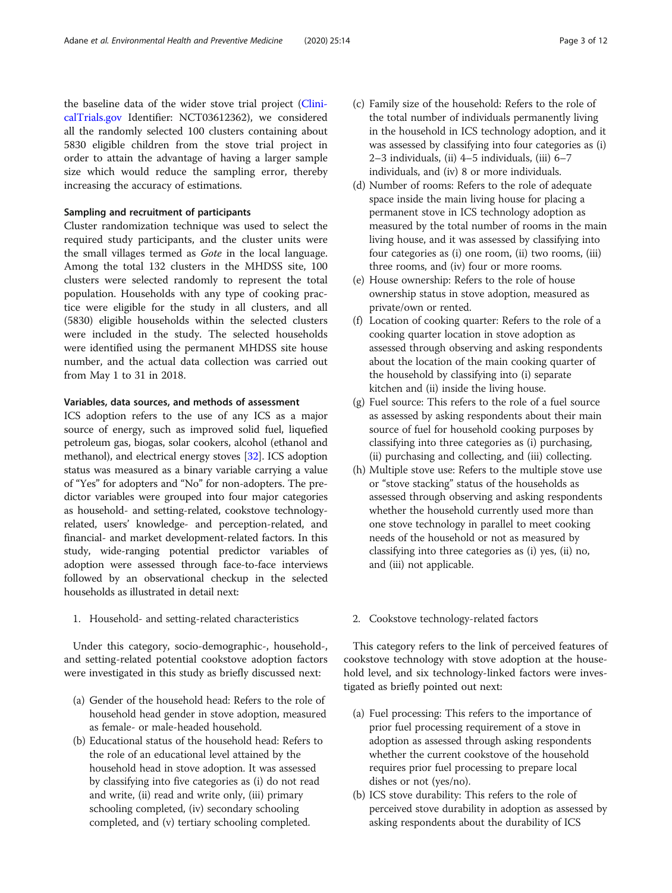the baseline data of the wider stove trial project (ClinicalTrials.gov Identifier: NCT03612362), we considered all the randomly selected 100 clusters containing about 5830 eligible children from the stove trial project in order to attain the advantage of having a larger sample size which would reduce the sampling error, thereby increasing the accuracy of estimations.

#### Sampling and recruitment of participants

Cluster randomization technique was used to select the required study participants, and the cluster units were the small villages termed as *Gote* in the local language. Among the total 132 clusters in the MHDSS site, 100 clusters were selected randomly to represent the total population. Households with any type of cooking practice were eligible for the study in all clusters, and all (5830) eligible households within the selected clusters were included in the study. The selected households were identified using the permanent MHDSS site house number, and the actual data collection was carried out from May 1 to 31 in 2018.

#### Variables, data sources, and methods of assessment

ICS adoption refers to the use of any ICS as a major source of energy, such as improved solid fuel, liquefied petroleum gas, biogas, solar cookers, alcohol (ethanol and methanol), and electrical energy stoves [32]. ICS adoption status was measured as a binary variable carrying a value of "Yes" for adopters and "No" for non-adopters. The predictor variables were grouped into four major categories as household- and setting-related, cookstove technology-related, users' knowledge- and perception-related, and financial- and market development-related factors. In this study, wide-ranging potential predictor variables of adoption were assessed through face-to-face interviews followed by an observational checkup in the selected households as illustrated in detail next:

1. Household- and setting-related characteristics

Under this category, socio-demographic-, household-, and setting-related potential cookstove adoption factors were investigated in this study as briefly discussed next:

(a) Gender of the household head: Refers to the role of household head gender in stove adoption, measured as female- or male-headed household.
(b) Educational status of the household head: Refers to the role of an educational level attained by the household head in stove adoption. It was assessed by classifying into five categories as (i) do not read and write, (ii) read and write only, (iii) primary schooling completed, (iv) secondary schooling completed, and (v) tertiary schooling completed.
(c) Family size of the household: Refers to the role of the total number of individuals permanently living in the household in ICS technology adoption, and it was assessed by classifying into four categories as (i) 2–3 individuals, (ii) 4–5 individuals, (iii) 6–7 individuals, and (iv) 8 or more individuals.
(d) Number of rooms: Refers to the role of adequate space inside the main living house for placing a permanent stove in ICS technology adoption as measured by the total number of rooms in the main living house, and it was assessed by classifying into four categories as (i) one room, (ii) two rooms, (iii) three rooms, and (iv) four or more rooms.
(e) House ownership: Refers to the role of house ownership status in stove adoption, measured as private/own or rented.
(f) Location of cooking quarter: Refers to the role of a cooking quarter location in stove adoption as assessed through observing and asking respondents about the location of the main cooking quarter of the household by classifying into (i) separate kitchen and (ii) inside the living house.
(g) Fuel source: This refers to the role of a fuel source as assessed by asking respondents about their main source of fuel for household cooking purposes by classifying into three categories as (i) purchasing, (ii) purchasing and collecting, and (iii) collecting.
(h) Multiple stove use: Refers to the multiple stove use or "stove stacking" status of the households as assessed through observing and asking respondents whether the household currently used more than one stove technology in parallel to meet cooking needs of the household or not as measured by classifying into three categories as (i) yes, (ii) no, and (iii) not applicable.

2. Cookstove technology-related factors

This category refers to the link of perceived features of cookstove technology with stove adoption at the household level, and six technology-linked factors were investigated as briefly pointed out next:

(a) Fuel processing: This refers to the importance of prior fuel processing requirement of a stove in adoption as assessed through asking respondents whether the current cookstove of the household requires prior fuel processing to prepare local dishes or not (yes/no).
(b) ICS stove durability: This refers to the role of perceived stove durability in adoption as assessed by asking respondents about the durability of ICS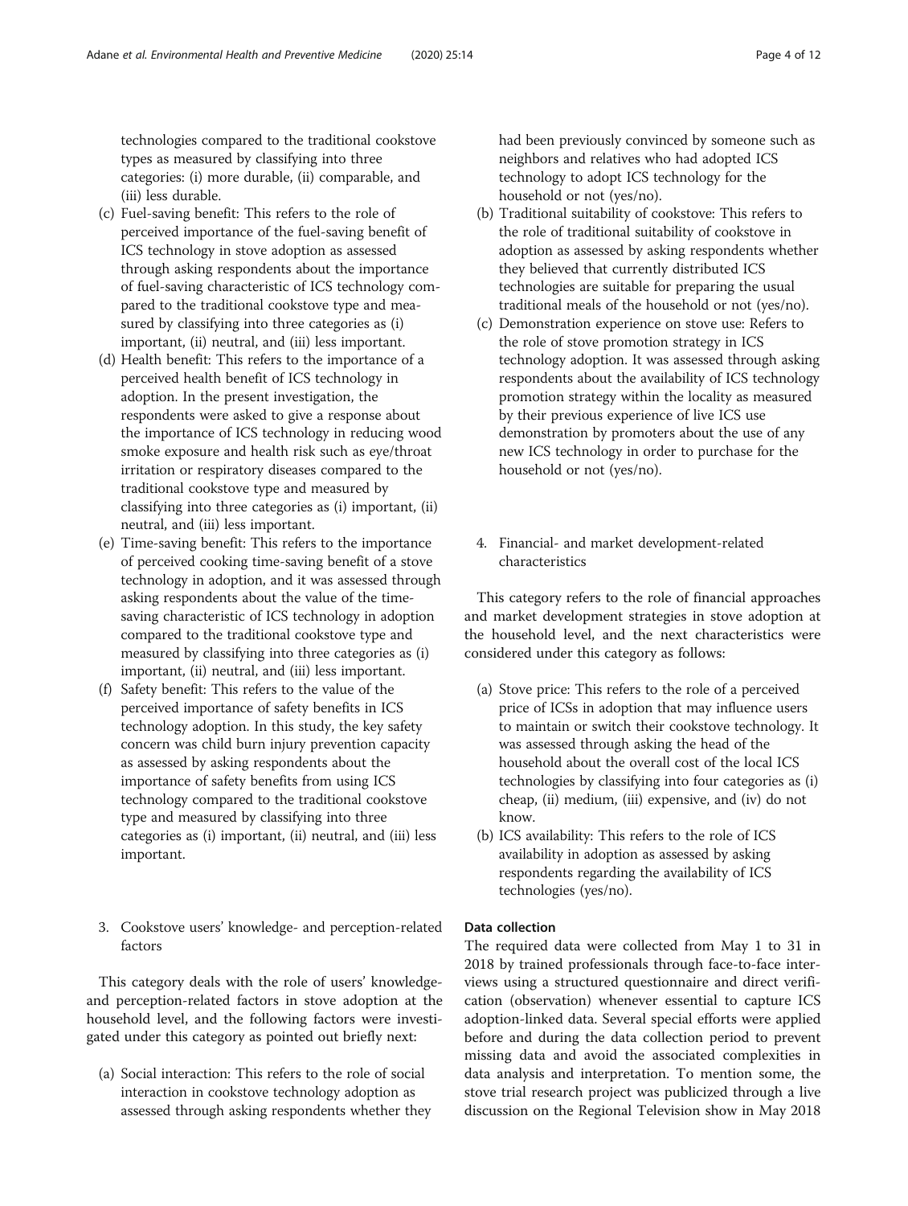technologies compared to the traditional cookstove types as measured by classifying into three categories: (i) more durable, (ii) comparable, and (iii) less durable.

(c) Fuel-saving benefit: This refers to the role of perceived importance of the fuel-saving benefit of ICS technology in stove adoption as assessed through asking respondents about the importance of fuel-saving characteristic of ICS technology compared to the traditional cookstove type and measured by classifying into three categories as (i) important, (ii) neutral, and (iii) less important.

(d) Health benefit: This refers to the importance of a perceived health benefit of ICS technology in adoption. In the present investigation, the respondents were asked to give a response about the importance of ICS technology in reducing wood smoke exposure and health risk such as eye/throat irritation or respiratory diseases compared to the traditional cookstove type and measured by classifying into three categories as (i) important, (ii) neutral, and (iii) less important.

(e) Time-saving benefit: This refers to the importance of perceived cooking time-saving benefit of a stove technology in adoption, and it was assessed through asking respondents about the value of the time-saving characteristic of ICS technology in adoption compared to the traditional cookstove type and measured by classifying into three categories as (i) important, (ii) neutral, and (iii) less important.

(f) Safety benefit: This refers to the value of the perceived importance of safety benefits in ICS technology adoption. In this study, the key safety concern was child burn injury prevention capacity as assessed by asking respondents about the importance of safety benefits from using ICS technology compared to the traditional cookstove type and measured by classifying into three categories as (i) important, (ii) neutral, and (iii) less important.

3. Cookstove users' knowledge- and perception-related factors

This category deals with the role of users' knowledge- and perception-related factors in stove adoption at the household level, and the following factors were investigated under this category as pointed out briefly next:

(a) Social interaction: This refers to the role of social interaction in cookstove technology adoption as assessed through asking respondents whether they had been previously convinced by someone such as neighbors and relatives who had adopted ICS technology to adopt ICS technology for the household or not (yes/no).

(b) Traditional suitability of cookstove: This refers to the role of traditional suitability of cookstove in adoption as assessed by asking respondents whether they believed that currently distributed ICS technologies are suitable for preparing the usual traditional meals of the household or not (yes/no).

(c) Demonstration experience on stove use: Refers to the role of stove promotion strategy in ICS technology adoption. It was assessed through asking respondents about the availability of ICS technology promotion strategy within the locality as measured by their previous experience of live ICS use demonstration by promoters about the use of any new ICS technology in order to purchase for the household or not (yes/no).

4. Financial- and market development-related characteristics

This category refers to the role of financial approaches and market development strategies in stove adoption at the household level, and the next characteristics were considered under this category as follows:

(a) Stove price: This refers to the role of a perceived price of ICSs in adoption that may influence users to maintain or switch their cookstove technology. It was assessed through asking the head of the household about the overall cost of the local ICS technologies by classifying into four categories as (i) cheap, (ii) medium, (iii) expensive, and (iv) do not know.

(b) ICS availability: This refers to the role of ICS availability in adoption as assessed by asking respondents regarding the availability of ICS technologies (yes/no).

### Data collection

The required data were collected from May 1 to 31 in 2018 by trained professionals through face-to-face interviews using a structured questionnaire and direct verification (observation) whenever essential to capture ICS adoption-linked data. Several special efforts were applied before and during the data collection period to prevent missing data and avoid the associated complexities in data analysis and interpretation. To mention some, the stove trial research project was publicized through a live discussion on the Regional Television show in May 2018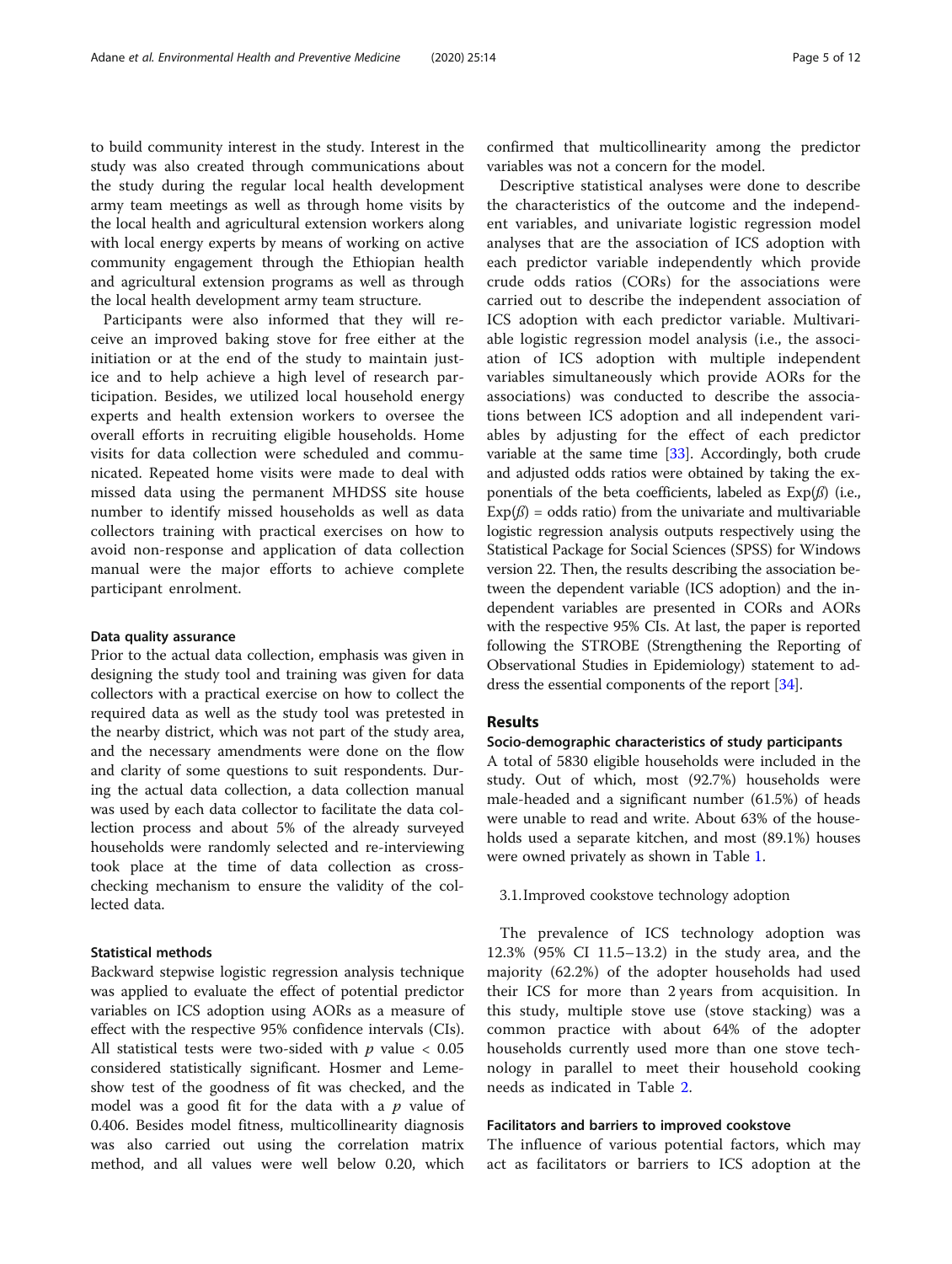to build community interest in the study. Interest in the study was also created through communications about the study during the regular local health development army team meetings as well as through home visits by the local health and agricultural extension workers along with local energy experts by means of working on active community engagement through the Ethiopian health and agricultural extension programs as well as through the local health development army team structure.

Participants were also informed that they will receive an improved baking stove for free either at the initiation or at the end of the study to maintain justice and to help achieve a high level of research participation. Besides, we utilized local household energy experts and health extension workers to oversee the overall efforts in recruiting eligible households. Home visits for data collection were scheduled and communicated. Repeated home visits were made to deal with missed data using the permanent MHDSS site house number to identify missed households as well as data collectors training with practical exercises on how to avoid non-response and application of data collection manual were the major efforts to achieve complete participant enrolment.

#### Data quality assurance

Prior to the actual data collection, emphasis was given in designing the study tool and training was given for data collectors with a practical exercise on how to collect the required data as well as the study tool was pretested in the nearby district, which was not part of the study area, and the necessary amendments were done on the flow and clarity of some questions to suit respondents. During the actual data collection, a data collection manual was used by each data collector to facilitate the data collection process and about 5% of the already surveyed households were randomly selected and re-interviewing took place at the time of data collection as cross-checking mechanism to ensure the validity of the collected data.

#### Statistical methods

Backward stepwise logistic regression analysis technique was applied to evaluate the effect of potential predictor variables on ICS adoption using AORs as a measure of effect with the respective 95% confidence intervals (CIs). All statistical tests were two-sided with $p$ value $< 0.05$ considered statistically significant. Hosmer and Lemeshow test of the goodness of fit was checked, and the model was a good fit for the data with a $p$ value of 0.406. Besides model fitness, multicollinearity diagnosis was also carried out using the correlation matrix method, and all values were well below 0.20, which confirmed that multicollinearity among the predictor variables was not a concern for the model.

Descriptive statistical analyses were done to describe the characteristics of the outcome and the independent variables, and univariate logistic regression model analyses that are the association of ICS adoption with each predictor variable independently which provide crude odds ratios (CORs) for the associations were carried out to describe the independent association of ICS adoption with each predictor variable. Multivariable logistic regression model analysis (i.e., the association of ICS adoption with multiple independent variables simultaneously which provide AORs for the associations) was conducted to describe the associations between ICS adoption and all independent variables by adjusting for the effect of each predictor variable at the same time [33]. Accordingly, both crude and adjusted odds ratios were obtained by taking the exponentials of the beta coefficients, labeled as $\text{Exp}(\beta)$ (i.e., $\text{Exp}(\beta)$ = odds ratio) from the univariate and multivariable logistic regression analysis outputs respectively using the Statistical Package for Social Sciences (SPSS) for Windows version 22. Then, the results describing the association between the dependent variable (ICS adoption) and the independent variables are presented in CORs and AORs with the respective 95% CIs. At last, the paper is reported following the STROBE (Strengthening the Reporting of Observational Studies in Epidemiology) statement to address the essential components of the report [34].

## Results

#### Socio-demographic characteristics of study participants

A total of 5830 eligible households were included in the study. Out of which, most (92.7%) households were male-headed and a significant number (61.5%) of heads were unable to read and write. About 63% of the households used a separate kitchen, and most (89.1%) houses were owned privately as shown in Table 1.

3.1. Improved cookstove technology adoption

The prevalence of ICS technology adoption was 12.3% (95% CI 11.5–13.2) in the study area, and the majority (62.2%) of the adopter households had used their ICS for more than 2 years from acquisition. In this study, multiple stove use (stove stacking) was a common practice with about 64% of the adopter households currently used more than one stove technology in parallel to meet their household cooking needs as indicated in Table 2.

#### Facilitators and barriers to improved cookstove

The influence of various potential factors, which may act as facilitators or barriers to ICS adoption at the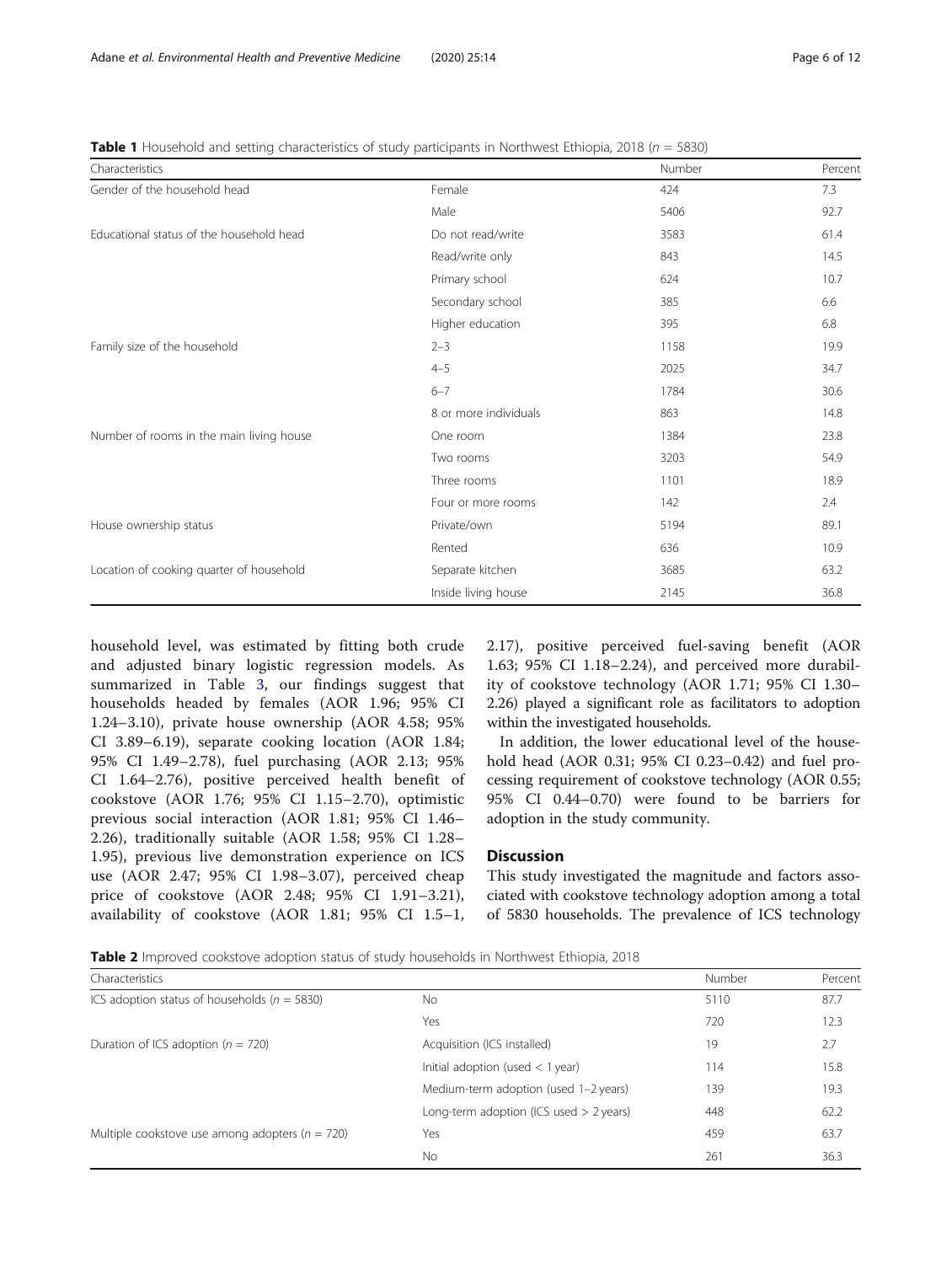**Table 1** Household and setting characteristics of study participants in Northwest Ethiopia, 2018 ($n$ = 5830)

| Characteristics | | Number | Percent |
|---|---|---|---|
| Gender of the household head | Female | 424 | 7.3 |
| | Male | 5406 | 92.7 |
| Educational status of the household head | Do not read/write | 3583 | 61.4 |
| | Read/write only | 843 | 14.5 |
| | Primary school | 624 | 10.7 |
| | Secondary school | 385 | 6.6 |
| | Higher education | 395 | 6.8 |
| Family size of the household | 2–3 | 1158 | 19.9 |
| | 4–5 | 2025 | 34.7 |
| | 6–7 | 1784 | 30.6 |
| | 8 or more individuals | 863 | 14.8 |
| Number of rooms in the main living house | One room | 1384 | 23.8 |
| | Two rooms | 3203 | 54.9 |
| | Three rooms | 1101 | 18.9 |
| | Four or more rooms | 142 | 2.4 |
| House ownership status | Private/own | 5194 | 89.1 |
| | Rented | 636 | 10.9 |
| Location of cooking quarter of household | Separate kitchen | 3685 | 63.2 |
| | Inside living house | 2145 | 36.8 |

household level, was estimated by fitting both crude and adjusted binary logistic regression models. As summarized in Table 3, our findings suggest that households headed by females (AOR 1.96; 95% CI 1.24–3.10), private house ownership (AOR 4.58; 95% CI 3.89–6.19), separate cooking location (AOR 1.84; 95% CI 1.49–2.78), fuel purchasing (AOR 2.13; 95% CI 1.64–2.76), positive perceived health benefit of cookstove (AOR 1.76; 95% CI 1.15–2.70), optimistic previous social interaction (AOR 1.81; 95% CI 1.46–2.26), traditionally suitable (AOR 1.58; 95% CI 1.28–1.95), previous live demonstration experience on ICS use (AOR 2.47; 95% CI 1.98–3.07), perceived cheap price of cookstove (AOR 2.48; 95% CI 1.91–3.21), availability of cookstove (AOR 1.81; 95% CI 1.5–1, 2.17), positive perceived fuel-saving benefit (AOR 1.63; 95% CI 1.18–2.24), and perceived more durability of cookstove technology (AOR 1.71; 95% CI 1.30–2.26) played a significant role as facilitators to adoption within the investigated households.

In addition, the lower educational level of the household head (AOR 0.31; 95% CI 0.23–0.42) and fuel processing requirement of cookstove technology (AOR 0.55; 95% CI 0.44–0.70) were found to be barriers for adoption in the study community.

## Discussion

This study investigated the magnitude and factors associated with cookstove technology adoption among a total of 5830 households. The prevalence of ICS technology

**Table 2** Improved cookstove adoption status of study households in Northwest Ethiopia, 2018

| Characteristics | | Number | Percent |
|---|---|---|---|
| ICS adoption status of households ($n$ = 5830) | No | 5110 | 87.7 |
| | Yes | 720 | 12.3 |
| Duration of ICS adoption ($n$ = 720) | Acquisition (ICS installed) | 19 | 2.7 |
| | Initial adoption (used < 1 year) | 114 | 15.8 |
| | Medium-term adoption (used 1–2 years) | 139 | 19.3 |
| | Long-term adoption (ICS used > 2 years) | 448 | 62.2 |
| Multiple cookstove use among adopters ($n$ = 720) | Yes | 459 | 63.7 |
| | No | 261 | 36.3 |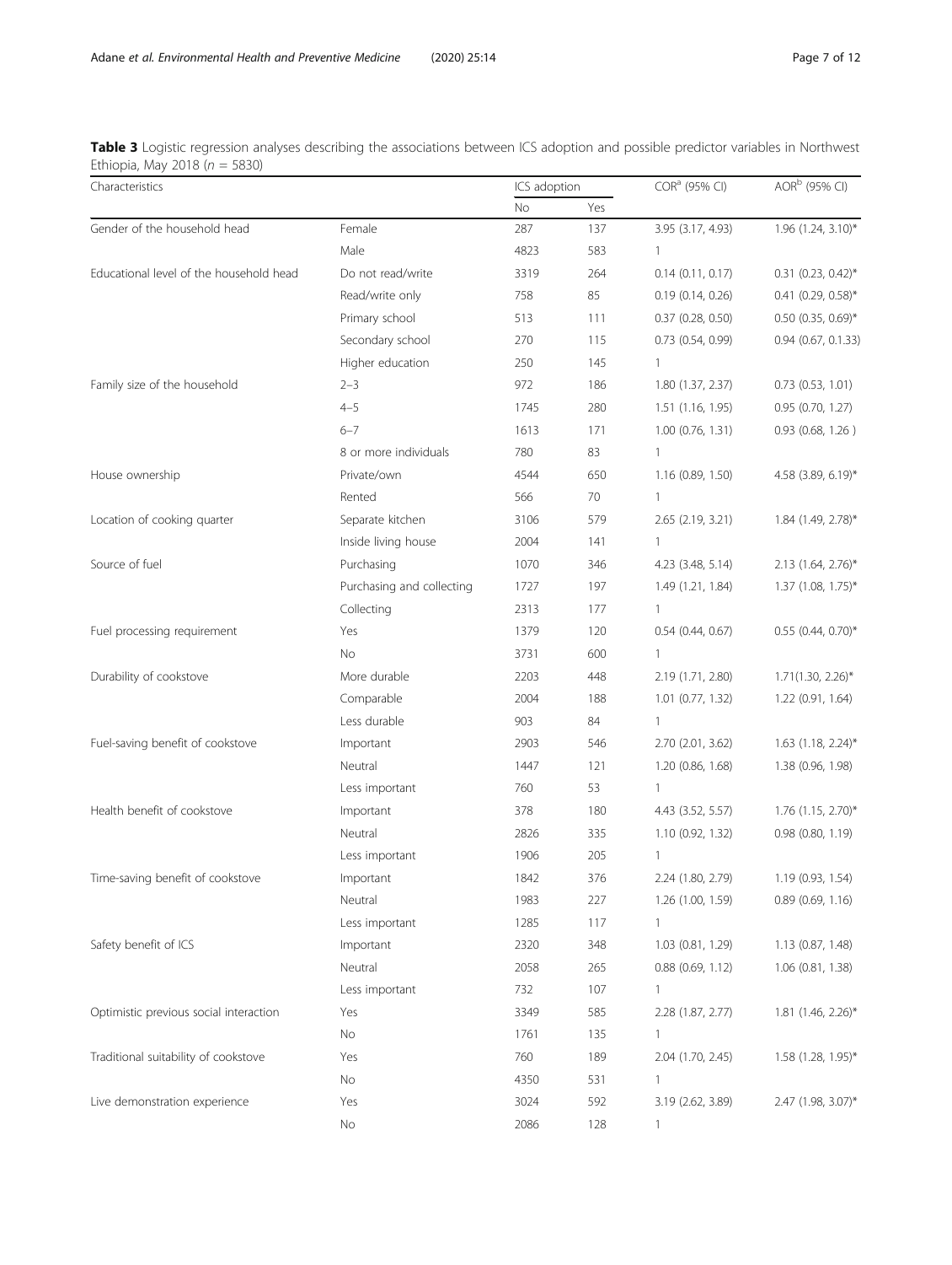**Table 3** Logistic regression analyses describing the associations between ICS adoption and possible predictor variables in Northwest Ethiopia, May 2018 ($n$ = 5830)

| Characteristics | | ICS adoption | | COR[a] (95% CI) | AOR[b] (95% CI) |
|---|---|---|---|---|---|
| | | No | Yes | | |
| Gender of the household head | Female | 287 | 137 | 3.95 (3.17, 4.93) | 1.96 (1.24, 3.10)* |
| | Male | 4823 | 583 | 1 | |
| Educational level of the household head | Do not read/write | 3319 | 264 | 0.14 (0.11, 0.17) | 0.31 (0.23, 0.42)* |
| | Read/write only | 758 | 85 | 0.19 (0.14, 0.26) | 0.41 (0.29, 0.58)* |
| | Primary school | 513 | 111 | 0.37 (0.28, 0.50) | 0.50 (0.35, 0.69)* |
| | Secondary school | 270 | 115 | 0.73 (0.54, 0.99) | 0.94 (0.67, 0.1.33) |
| | Higher education | 250 | 145 | 1 | |
| Family size of the household | 2–3 | 972 | 186 | 1.80 (1.37, 2.37) | 0.73 (0.53, 1.01) |
| | 4–5 | 1745 | 280 | 1.51 (1.16, 1.95) | 0.95 (0.70, 1.27) |
| | 6–7 | 1613 | 171 | 1.00 (0.76, 1.31) | 0.93 (0.68, 1.26 ) |
| | 8 or more individuals | 780 | 83 | 1 | |
| House ownership | Private/own | 4544 | 650 | 1.16 (0.89, 1.50) | 4.58 (3.89, 6.19)* |
| | Rented | 566 | 70 | 1 | |
| Location of cooking quarter | Separate kitchen | 3106 | 579 | 2.65 (2.19, 3.21) | 1.84 (1.49, 2.78)* |
| | Inside living house | 2004 | 141 | 1 | |
| Source of fuel | Purchasing | 1070 | 346 | 4.23 (3.48, 5.14) | 2.13 (1.64, 2.76)* |
| | Purchasing and collecting | 1727 | 197 | 1.49 (1.21, 1.84) | 1.37 (1.08, 1.75)* |
| | Collecting | 2313 | 177 | 1 | |
| Fuel processing requirement | Yes | 1379 | 120 | 0.54 (0.44, 0.67) | 0.55 (0.44, 0.70)* |
| | No | 3731 | 600 | 1 | |
| Durability of cookstove | More durable | 2203 | 448 | 2.19 (1.71, 2.80) | 1.71(1.30, 2.26)* |
| | Comparable | 2004 | 188 | 1.01 (0.77, 1.32) | 1.22 (0.91, 1.64) |
| | Less durable | 903 | 84 | 1 | |
| Fuel-saving benefit of cookstove | Important | 2903 | 546 | 2.70 (2.01, 3.62) | 1.63 (1.18, 2.24)* |
| | Neutral | 1447 | 121 | 1.20 (0.86, 1.68) | 1.38 (0.96, 1.98) |
| | Less important | 760 | 53 | 1 | |
| Health benefit of cookstove | Important | 378 | 180 | 4.43 (3.52, 5.57) | 1.76 (1.15, 2.70)* |
| | Neutral | 2826 | 335 | 1.10 (0.92, 1.32) | 0.98 (0.80, 1.19) |
| | Less important | 1906 | 205 | 1 | |
| Time-saving benefit of cookstove | Important | 1842 | 376 | 2.24 (1.80, 2.79) | 1.19 (0.93, 1.54) |
| | Neutral | 1983 | 227 | 1.26 (1.00, 1.59) | 0.89 (0.69, 1.16) |
| | Less important | 1285 | 117 | 1 | |
| Safety benefit of ICS | Important | 2320 | 348 | 1.03 (0.81, 1.29) | 1.13 (0.87, 1.48) |
| | Neutral | 2058 | 265 | 0.88 (0.69, 1.12) | 1.06 (0.81, 1.38) |
| | Less important | 732 | 107 | 1 | |
| Optimistic previous social interaction | Yes | 3349 | 585 | 2.28 (1.87, 2.77) | 1.81 (1.46, 2.26)* |
| | No | 1761 | 135 | 1 | |
| Traditional suitability of cookstove | Yes | 760 | 189 | 2.04 (1.70, 2.45) | 1.58 (1.28, 1.95)* |
| | No | 4350 | 531 | 1 | |
| Live demonstration experience | Yes | 3024 | 592 | 3.19 (2.62, 3.89) | 2.47 (1.98, 3.07)* |
| | No | 2086 | 128 | 1 | |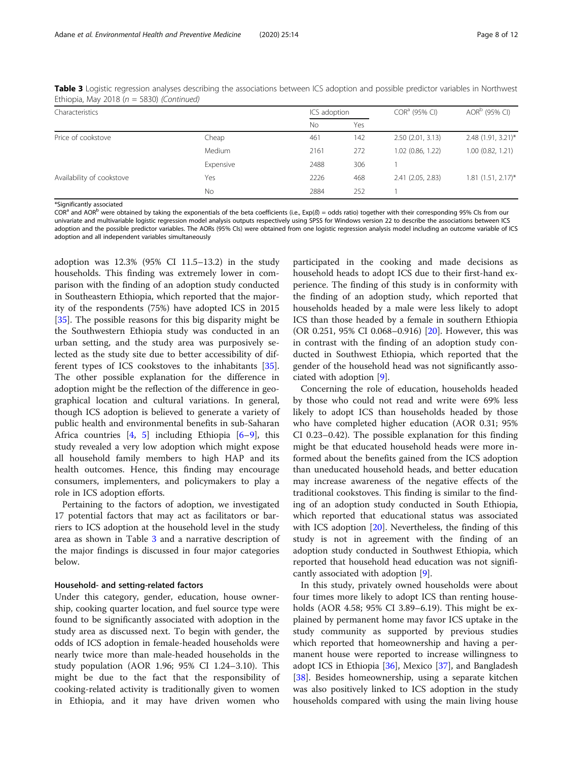**Table 3** Logistic regression analyses describing the associations between ICS adoption and possible predictor variables in Northwest Ethiopia, May 2018 (*n* = 5830) *(Continued)*

| Characteristics | | ICS adoption | | COR[a] (95% CI) | AOR[b] (95% CI) |
|---|---|---|---|---|---|
| | | No | Yes | | |
| Price of cookstove | Cheap | 461 | 142 | 2.50 (2.01, 3.13) | 2.48 (1.91, 3.21)* |
| | Medium | 2161 | 272 | 1.02 (0.86, 1.22) | 1.00 (0.82, 1.21) |
| | Expensive | 2488 | 306 | 1 | |
| Availability of cookstove | Yes | 2226 | 468 | 2.41 (2.05, 2.83) | 1.81 (1.51, 2.17)* |
| | No | 2884 | 252 | 1 | |

*Significantly associated

COR[a] and AOR[b] were obtained by taking the exponentials of the beta coefficients (i.e., Exp($\beta$) = odds ratio) together with their corresponding 95% CIs from our univariate and multivariable logistic regression model analysis outputs respectively using SPSS for Windows version 22 to describe the associations between ICS adoption and the possible predictor variables. The AORs (95% CIs) were obtained from one logistic regression analysis model including an outcome variable of ICS adoption and all independent variables simultaneously

adoption was 12.3% (95% CI 11.5–13.2) in the study households. This finding was extremely lower in comparison with the finding of an adoption study conducted in Southeastern Ethiopia, which reported that the majority of the respondents (75%) have adopted ICS in 2015 [35]. The possible reasons for this big disparity might be the Southwestern Ethiopia study was conducted in an urban setting, and the study area was purposively selected as the study site due to better accessibility of different types of ICS cookstoves to the inhabitants [35]. The other possible explanation for the difference in adoption might be the reflection of the difference in geographical location and cultural variations. In general, though ICS adoption is believed to generate a variety of public health and environmental benefits in sub-Saharan Africa countries [4, 5] including Ethiopia [6–9], this study revealed a very low adoption which might expose all household family members to high HAP and its health outcomes. Hence, this finding may encourage consumers, implementers, and policymakers to play a role in ICS adoption efforts.

Pertaining to the factors of adoption, we investigated 17 potential factors that may act as facilitators or barriers to ICS adoption at the household level in the study area as shown in Table 3 and a narrative description of the major findings is discussed in four major categories below.

#### Household- and setting-related factors

Under this category, gender, education, house ownership, cooking quarter location, and fuel source type were found to be significantly associated with adoption in the study area as discussed next. To begin with gender, the odds of ICS adoption in female-headed households were nearly twice more than male-headed households in the study population (AOR 1.96; 95% CI 1.24–3.10). This might be due to the fact that the responsibility of cooking-related activity is traditionally given to women in Ethiopia, and it may have driven women who participated in the cooking and made decisions as household heads to adopt ICS due to their first-hand experience. The finding of this study is in conformity with the finding of an adoption study, which reported that households headed by a male were less likely to adopt ICS than those headed by a female in southern Ethiopia (OR 0.251, 95% CI 0.068–0.916) [20]. However, this was in contrast with the finding of an adoption study conducted in Southwest Ethiopia, which reported that the gender of the household head was not significantly associated with adoption [9].

Concerning the role of education, households headed by those who could not read and write were 69% less likely to adopt ICS than households headed by those who have completed higher education (AOR 0.31; 95% CI 0.23–0.42). The possible explanation for this finding might be that educated household heads were more informed about the benefits gained from the ICS adoption than uneducated household heads, and better education may increase awareness of the negative effects of the traditional cookstoves. This finding is similar to the finding of an adoption study conducted in South Ethiopia, which reported that educational status was associated with ICS adoption [20]. Nevertheless, the finding of this study is not in agreement with the finding of an adoption study conducted in Southwest Ethiopia, which reported that household head education was not significantly associated with adoption [9].

In this study, privately owned households were about four times more likely to adopt ICS than renting households (AOR 4.58; 95% CI 3.89–6.19). This might be explained by permanent home may favor ICS uptake in the study community as supported by previous studies which reported that homeownership and having a permanent house were reported to increase willingness to adopt ICS in Ethiopia [36], Mexico [37], and Bangladesh [38]. Besides homeownership, using a separate kitchen was also positively linked to ICS adoption in the study households compared with using the main living house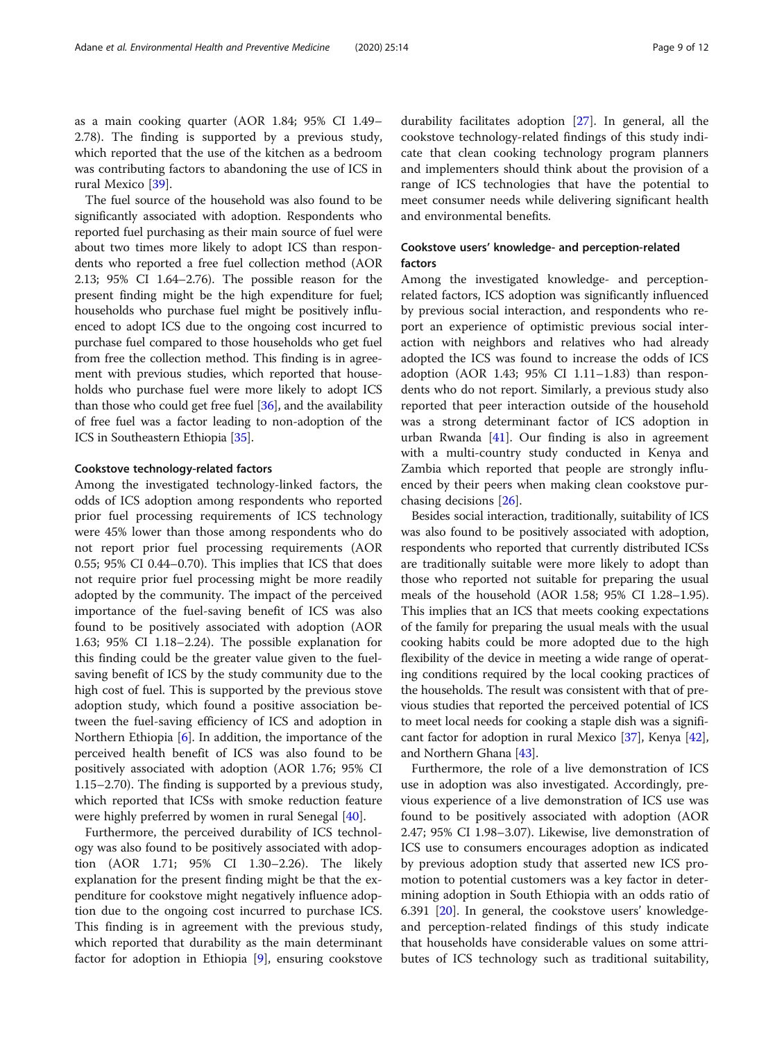as a main cooking quarter (AOR 1.84; 95% CI 1.49–2.78). The finding is supported by a previous study, which reported that the use of the kitchen as a bedroom was contributing factors to abandoning the use of ICS in rural Mexico [39].

The fuel source of the household was also found to be significantly associated with adoption. Respondents who reported fuel purchasing as their main source of fuel were about two times more likely to adopt ICS than respondents who reported a free fuel collection method (AOR 2.13; 95% CI 1.64–2.76). The possible reason for the present finding might be the high expenditure for fuel; households who purchase fuel might be positively influenced to adopt ICS due to the ongoing cost incurred to purchase fuel compared to those households who get fuel from free the collection method. This finding is in agreement with previous studies, which reported that households who purchase fuel were more likely to adopt ICS than those who could get free fuel [36], and the availability of free fuel was a factor leading to non-adoption of the ICS in Southeastern Ethiopia [35].

#### Cookstove technology-related factors

Among the investigated technology-linked factors, the odds of ICS adoption among respondents who reported prior fuel processing requirements of ICS technology were 45% lower than those among respondents who do not report prior fuel processing requirements (AOR 0.55; 95% CI 0.44–0.70). This implies that ICS that does not require prior fuel processing might be more readily adopted by the community. The impact of the perceived importance of the fuel-saving benefit of ICS was also found to be positively associated with adoption (AOR 1.63; 95% CI 1.18–2.24). The possible explanation for this finding could be the greater value given to the fuel-saving benefit of ICS by the study community due to the high cost of fuel. This is supported by the previous stove adoption study, which found a positive association between the fuel-saving efficiency of ICS and adoption in Northern Ethiopia [6]. In addition, the importance of the perceived health benefit of ICS was also found to be positively associated with adoption (AOR 1.76; 95% CI 1.15–2.70). The finding is supported by a previous study, which reported that ICSs with smoke reduction feature were highly preferred by women in rural Senegal [40].

Furthermore, the perceived durability of ICS technology was also found to be positively associated with adoption (AOR 1.71; 95% CI 1.30–2.26). The likely explanation for the present finding might be that the expenditure for cookstove might negatively influence adoption due to the ongoing cost incurred to purchase ICS. This finding is in agreement with the previous study, which reported that durability as the main determinant factor for adoption in Ethiopia [9], ensuring cookstove durability facilitates adoption [27]. In general, all the cookstove technology-related findings of this study indicate that clean cooking technology program planners and implementers should think about the provision of a range of ICS technologies that have the potential to meet consumer needs while delivering significant health and environmental benefits.

#### Cookstove users' knowledge- and perception-related factors

Among the investigated knowledge- and perception-related factors, ICS adoption was significantly influenced by previous social interaction, and respondents who report an experience of optimistic previous social interaction with neighbors and relatives who had already adopted the ICS was found to increase the odds of ICS adoption (AOR 1.43; 95% CI 1.11–1.83) than respondents who do not report. Similarly, a previous study also reported that peer interaction outside of the household was a strong determinant factor of ICS adoption in urban Rwanda [41]. Our finding is also in agreement with a multi-country study conducted in Kenya and Zambia which reported that people are strongly influenced by their peers when making clean cookstove purchasing decisions [26].

Besides social interaction, traditionally, suitability of ICS was also found to be positively associated with adoption, respondents who reported that currently distributed ICSs are traditionally suitable were more likely to adopt than those who reported not suitable for preparing the usual meals of the household (AOR 1.58; 95% CI 1.28–1.95). This implies that an ICS that meets cooking expectations of the family for preparing the usual meals with the usual cooking habits could be more adopted due to the high flexibility of the device in meeting a wide range of operating conditions required by the local cooking practices of the households. The result was consistent with that of previous studies that reported the perceived potential of ICS to meet local needs for cooking a staple dish was a significant factor for adoption in rural Mexico [37], Kenya [42], and Northern Ghana [43].

Furthermore, the role of a live demonstration of ICS use in adoption was also investigated. Accordingly, previous experience of a live demonstration of ICS use was found to be positively associated with adoption (AOR 2.47; 95% CI 1.98–3.07). Likewise, live demonstration of ICS use to consumers encourages adoption as indicated by previous adoption study that asserted new ICS promotion to potential customers was a key factor in determining adoption in South Ethiopia with an odds ratio of 6.391 [20]. In general, the cookstove users' knowledge- and perception-related findings of this study indicate that households have considerable values on some attributes of ICS technology such as traditional suitability,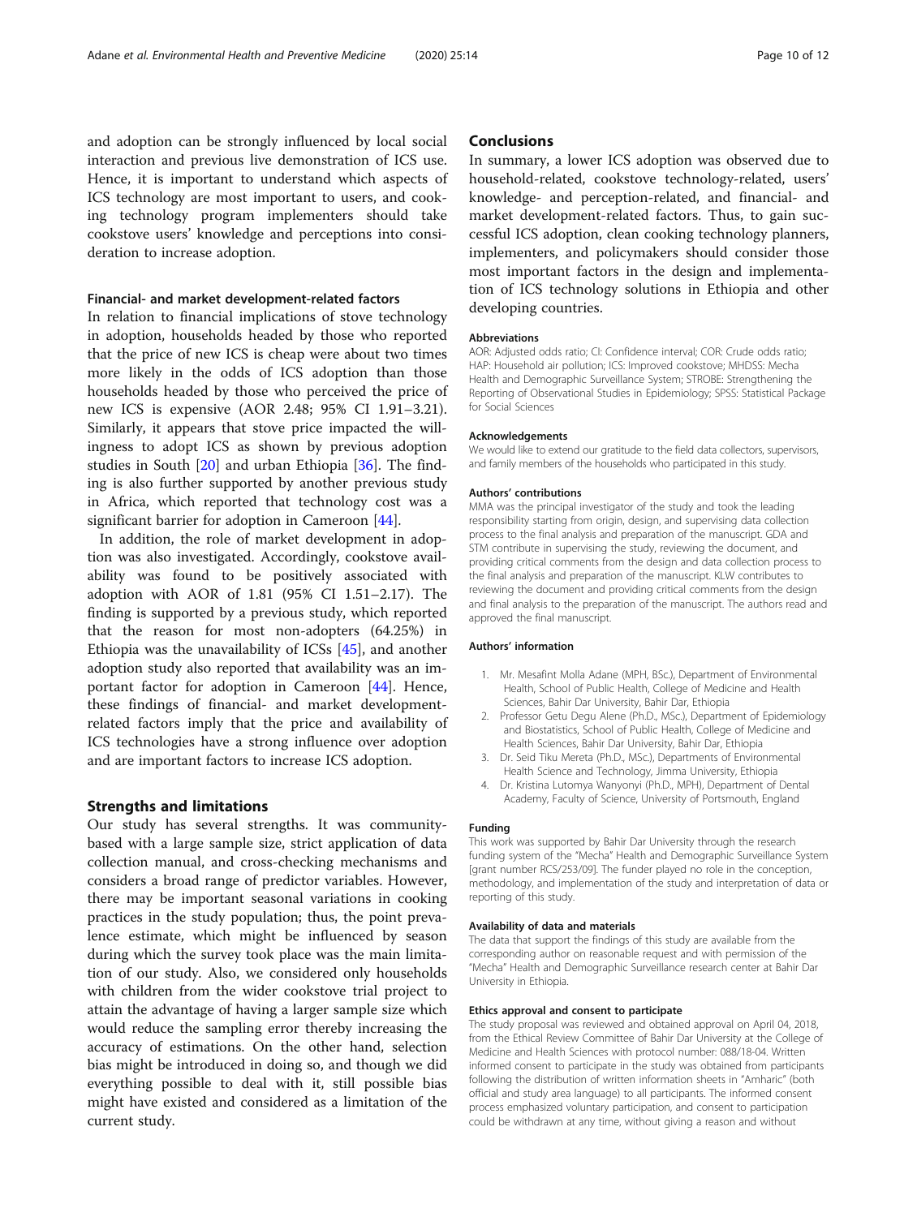and adoption can be strongly influenced by local social interaction and previous live demonstration of ICS use. Hence, it is important to understand which aspects of ICS technology are most important to users, and cooking technology program implementers should take cookstove users' knowledge and perceptions into consideration to increase adoption.

### Financial- and market development-related factors

In relation to financial implications of stove technology in adoption, households headed by those who reported that the price of new ICS is cheap were about two times more likely in the odds of ICS adoption than those households headed by those who perceived the price of new ICS is expensive (AOR 2.48; 95% CI 1.91–3.21). Similarly, it appears that stove price impacted the willingness to adopt ICS as shown by previous adoption studies in South [20] and urban Ethiopia [36]. The finding is also further supported by another previous study in Africa, which reported that technology cost was a significant barrier for adoption in Cameroon [44].

In addition, the role of market development in adoption was also investigated. Accordingly, cookstove availability was found to be positively associated with adoption with AOR of 1.81 (95% CI 1.51–2.17). The finding is supported by a previous study, which reported that the reason for most non-adopters (64.25%) in Ethiopia was the unavailability of ICSs [45], and another adoption study also reported that availability was an important factor for adoption in Cameroon [44]. Hence, these findings of financial- and market development-related factors imply that the price and availability of ICS technologies have a strong influence over adoption and are important factors to increase ICS adoption.

## Strengths and limitations

Our study has several strengths. It was community-based with a large sample size, strict application of data collection manual, and cross-checking mechanisms and considers a broad range of predictor variables. However, there may be important seasonal variations in cooking practices in the study population; thus, the point prevalence estimate, which might be influenced by season during which the survey took place was the main limitation of our study. Also, we considered only households with children from the wider cookstove trial project to attain the advantage of having a larger sample size which would reduce the sampling error thereby increasing the accuracy of estimations. On the other hand, selection bias might be introduced in doing so, and though we did everything possible to deal with it, still possible bias might have existed and considered as a limitation of the current study.

## Conclusions

In summary, a lower ICS adoption was observed due to household-related, cookstove technology-related, users' knowledge- and perception-related, and financial- and market development-related factors. Thus, to gain successful ICS adoption, clean cooking technology planners, implementers, and policymakers should consider those most important factors in the design and implementation of ICS technology solutions in Ethiopia and other developing countries.

#### Abbreviations

AOR: Adjusted odds ratio; CI: Confidence interval; COR: Crude odds ratio; HAP: Household air pollution; ICS: Improved cookstove; MHDSS: Mecha Health and Demographic Surveillance System; STROBE: Strengthening the Reporting of Observational Studies in Epidemiology; SPSS: Statistical Package for Social Sciences

#### Acknowledgements

We would like to extend our gratitude to the field data collectors, supervisors, and family members of the households who participated in this study.

#### Authors' contributions

MMA was the principal investigator of the study and took the leading responsibility starting from origin, design, and supervising data collection process to the final analysis and preparation of the manuscript. GDA and STM contribute in supervising the study, reviewing the document, and providing critical comments from the design and data collection process to the final analysis and preparation of the manuscript. KLW contributes to reviewing the document and providing critical comments from the design and final analysis to the preparation of the manuscript. The authors read and approved the final manuscript.

#### Authors' information

1. Mr. Mesafint Molla Adane (MPH, BSc.), Department of Environmental Health, School of Public Health, College of Medicine and Health Sciences, Bahir Dar University, Bahir Dar, Ethiopia
2. Professor Getu Degu Alene (Ph.D., MSc.), Department of Epidemiology and Biostatistics, School of Public Health, College of Medicine and Health Sciences, Bahir Dar University, Bahir Dar, Ethiopia
3. Dr. Seid Tiku Mereta (Ph.D., MSc.), Departments of Environmental Health Science and Technology, Jimma University, Ethiopia
4. Dr. Kristina Lutomya Wanyonyi (Ph.D., MPH), Department of Dental Academy, Faculty of Science, University of Portsmouth, England

#### Funding

This work was supported by Bahir Dar University through the research funding system of the "Mecha" Health and Demographic Surveillance System [grant number RCS/253/09]. The funder played no role in the conception, methodology, and implementation of the study and interpretation of data or reporting of this study.

#### Availability of data and materials

The data that support the findings of this study are available from the corresponding author on reasonable request and with permission of the "Mecha" Health and Demographic Surveillance research center at Bahir Dar University in Ethiopia.

#### Ethics approval and consent to participate

The study proposal was reviewed and obtained approval on April 04, 2018, from the Ethical Review Committee of Bahir Dar University at the College of Medicine and Health Sciences with protocol number: 088/18-04. Written informed consent to participate in the study was obtained from participants following the distribution of written information sheets in "Amharic" (both official and study area language) to all participants. The informed consent process emphasized voluntary participation, and consent to participation could be withdrawn at any time, without giving a reason and without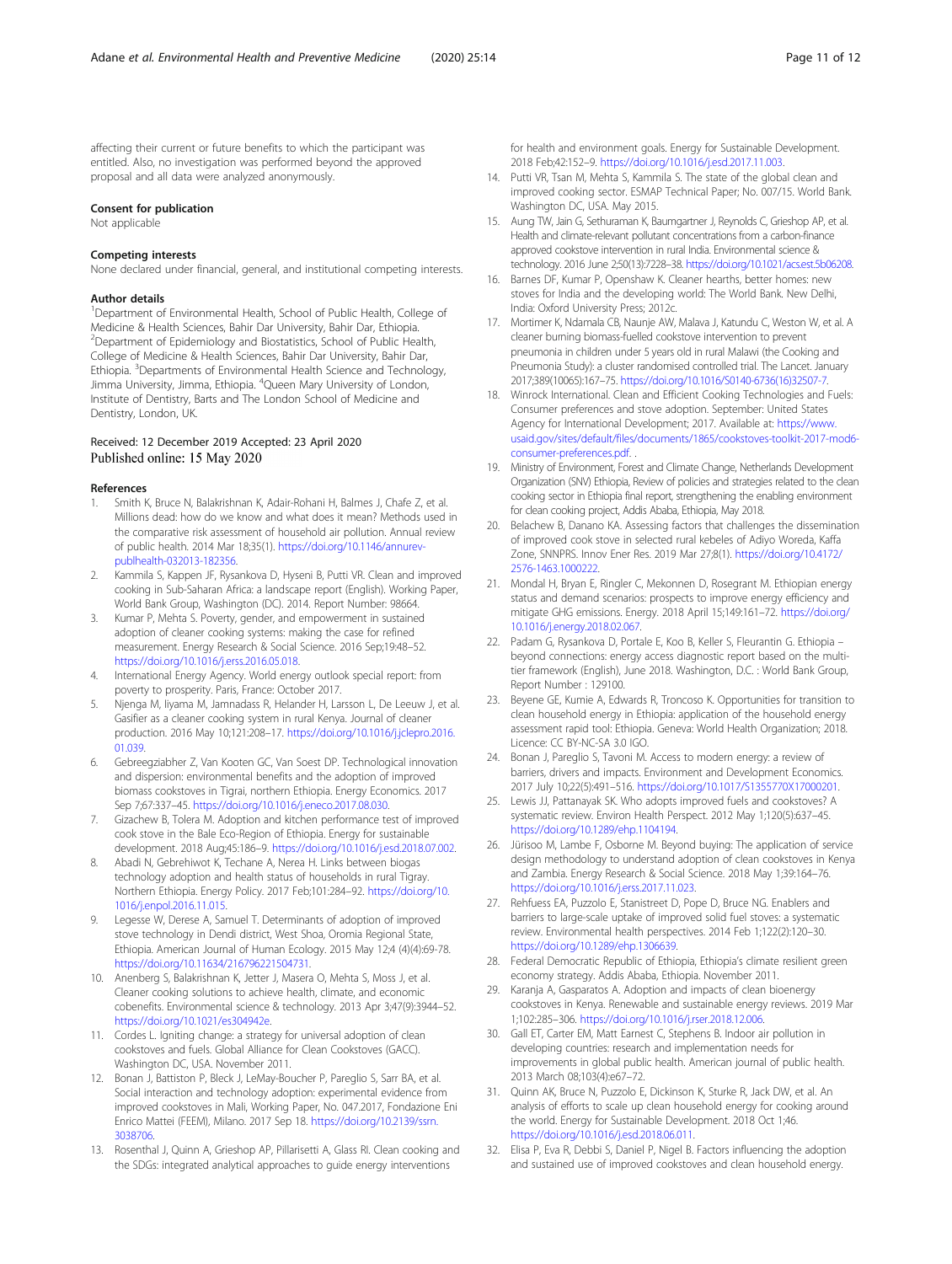affecting their current or future benefits to which the participant was entitled. Also, no investigation was performed beyond the approved proposal and all data were analyzed anonymously.

### Consent for publication

Not applicable

### Competing interests

None declared under financial, general, and institutional competing interests.

### Author details

[1]Department of Environmental Health, School of Public Health, College of Medicine & Health Sciences, Bahir Dar University, Bahir Dar, Ethiopia. [2]Department of Epidemiology and Biostatistics, School of Public Health, College of Medicine & Health Sciences, Bahir Dar University, Bahir Dar, Ethiopia. [3]Departments of Environmental Health Science and Technology, Jimma University, Jimma, Ethiopia. [4]Queen Mary University of London, Institute of Dentistry, Barts and The London School of Medicine and Dentistry, London, UK.

Received: 12 December 2019 Accepted: 23 April 2020
Published online: 15 May 2020

### References

1. Smith K, Bruce N, Balakrishnan K, Adair-Rohani H, Balmes J, Chafe Z, et al. Millions dead: how do we know and what does it mean? Methods used in the comparative risk assessment of household air pollution. Annual review of public health. 2014 Mar 18;35(1). https://doi.org/10.1146/annurev-publhealth-032013-182356.
2. Kammila S, Kappen JF, Rysankova D, Hyseni B, Putti VR. Clean and improved cooking in Sub-Saharan Africa: a landscape report (English). Working Paper, World Bank Group, Washington (DC). 2014. Report Number: 98664.
3. Kumar P, Mehta S. Poverty, gender, and empowerment in sustained adoption of cleaner cooking systems: making the case for refined measurement. Energy Research & Social Science. 2016 Sep;19:48–52. https://doi.org/10.1016/j.erss.2016.05.018.
4. International Energy Agency. World energy outlook special report: from poverty to prosperity. Paris, France: October 2017.
5. Njenga M, Iiyama M, Jamnadass R, Helander H, Larsson L, De Leeuw J, et al. Gasifier as a cleaner cooking system in rural Kenya. Journal of cleaner production. 2016 May 10;121:208–17. https://doi.org/10.1016/j.jclepro.2016.01.039.
6. Gebreegziabher Z, Van Kooten GC, Van Soest DP. Technological innovation and dispersion: environmental benefits and the adoption of improved biomass cookstoves in Tigrai, northern Ethiopia. Energy Economics. 2017 Sep 7;67:337–45. https://doi.org/10.1016/j.eneco.2017.08.030.
7. Gizachew B, Tolera M. Adoption and kitchen performance test of improved cook stove in the Bale Eco-Region of Ethiopia. Energy for sustainable development. 2018 Aug;45:186–9. https://doi.org/10.1016/j.esd.2018.07.002.
8. Abadi N, Gebrehiwot K, Techane A, Nerea H. Links between biogas technology adoption and health status of households in rural Tigray. Northern Ethiopia. Energy Policy. 2017 Feb;101:284–92. https://doi.org/10.1016/j.enpol.2016.11.015.
9. Legesse W, Derese A, Samuel T. Determinants of adoption of improved stove technology in Dendi district, West Shoa, Oromia Regional State, Ethiopia. American Journal of Human Ecology. 2015 May 12;4 (4)(4):69-78. https://doi.org/10.11634/216796221504731.
10. Anenberg S, Balakrishnan K, Jetter J, Masera O, Mehta S, Moss J, et al. Cleaner cooking solutions to achieve health, climate, and economic cobenefits. Environmental science & technology. 2013 Apr 3;47(9):3944–52. https://doi.org/10.1021/es304942e.
11. Cordes L. Igniting change: a strategy for universal adoption of clean cookstoves and fuels. Global Alliance for Clean Cookstoves (GACC). Washington DC, USA. November 2011.
12. Bonan J, Battiston P, Bleck J, LeMay-Boucher P, Pareglio S, Sarr BA, et al. Social interaction and technology adoption: experimental evidence from improved cookstoves in Mali, Working Paper, No. 047.2017, Fondazione Eni Enrico Mattei (FEEM), Milano. 2017 Sep 18. https://doi.org/10.2139/ssrn.3038706.
13. Rosenthal J, Quinn A, Grieshop AP, Pillarisetti A, Glass RI. Clean cooking and the SDGs: integrated analytical approaches to guide energy interventions for health and environment goals. Energy for Sustainable Development. 2018 Feb;42:152–9. https://doi.org/10.1016/j.esd.2017.11.003.
14. Putti VR, Tsan M, Mehta S, Kammila S. The state of the global clean and improved cooking sector. ESMAP Technical Paper; No. 007/15. World Bank. Washington DC, USA. May 2015.
15. Aung TW, Jain G, Sethuraman K, Baumgartner J, Reynolds C, Grieshop AP, et al. Health and climate-relevant pollutant concentrations from a carbon-finance approved cookstove intervention in rural India. Environmental science & technology. 2016 June 2;50(13):7228–38. https://doi.org/10.1021/acs.est.5b06208.
16. Barnes DF, Kumar P, Openshaw K. Cleaner hearths, better homes: new stoves for India and the developing world: The World Bank. New Delhi, India: Oxford University Press; 2012c.
17. Mortimer K, Ndamala CB, Naunje AW, Malava J, Katundu C, Weston W, et al. A cleaner burning biomass-fuelled cookstove intervention to prevent pneumonia in children under 5 years old in rural Malawi (the Cooking and Pneumonia Study): a cluster randomised controlled trial. The Lancet. January 2017;389(10065):167–75. https://doi.org/10.1016/S0140-6736(16)32507-7.
18. Winrock International. Clean and Efficient Cooking Technologies and Fuels: Consumer preferences and stove adoption. September: United States Agency for International Development; 2017. Available at: https://www.usaid.gov/sites/default/files/documents/1865/cookstoves-toolkit-2017-mod6-consumer-preferences.pdf. .
19. Ministry of Environment, Forest and Climate Change, Netherlands Development Organization (SNV) Ethiopia, Review of policies and strategies related to the clean cooking sector in Ethiopia final report, strengthening the enabling environment for clean cooking project, Addis Ababa, Ethiopia, May 2018.
20. Belachew B, Danano KA. Assessing factors that challenges the dissemination of improved cook stove in selected rural kebeles of Adiyo Woreda, Kaffa Zone, SNNPRS. Innov Ener Res. 2019 Mar 27;8(1). https://doi.org/10.4172/2576-1463.1000222.
21. Mondal H, Bryan E, Ringler C, Mekonnen D, Rosegrant M. Ethiopian energy status and demand scenarios: prospects to improve energy efficiency and mitigate GHG emissions. Energy. 2018 April 15;149:161–72. https://doi.org/10.1016/j.energy.2018.02.067.
22. Padam G, Rysankova D, Portale E, Koo B, Keller S, Fleurantin G. Ethiopia – beyond connections: energy access diagnostic report based on the multi-tier framework (English), June 2018. Washington, D.C. : World Bank Group, Report Number : 129100.
23. Beyene GE, Kumie A, Edwards R, Troncoso K. Opportunities for transition to clean household energy in Ethiopia: application of the household energy assessment rapid tool: Ethiopia. Geneva: World Health Organization; 2018. Licence: CC BY-NC-SA 3.0 IGO.
24. Bonan J, Pareglio S, Tavoni M. Access to modern energy: a review of barriers, drivers and impacts. Environment and Development Economics. 2017 July 10;22(5):491–516. https://doi.org/10.1017/S1355770X17000201.
25. Lewis JJ, Pattanayak SK. Who adopts improved fuels and cookstoves? A systematic review. Environ Health Perspect. 2012 May 1;120(5):637–45. https://doi.org/10.1289/ehp.1104194.
26. Jürisoo M, Lambe F, Osborne M. Beyond buying: The application of service design methodology to understand adoption of clean cookstoves in Kenya and Zambia. Energy Research & Social Science. 2018 May 1;39:164–76. https://doi.org/10.1016/j.erss.2017.11.023.
27. Rehfuess EA, Puzzolo E, Stanistreet D, Pope D, Bruce NG. Enablers and barriers to large-scale uptake of improved solid fuel stoves: a systematic review. Environmental health perspectives. 2014 Feb 1;122(2):120–30. https://doi.org/10.1289/ehp.1306639.
28. Federal Democratic Republic of Ethiopia, Ethiopia's climate resilient green economy strategy. Addis Ababa, Ethiopia. November 2011.
29. Karanja A, Gasparatos A. Adoption and impacts of clean bioenergy cookstoves in Kenya. Renewable and sustainable energy reviews. 2019 Mar 1;102:285–306. https://doi.org/10.1016/j.rser.2018.12.006.
30. Gall ET, Carter EM, Matt Earnest C, Stephens B. Indoor air pollution in developing countries: research and implementation needs for improvements in global public health. American journal of public health. 2013 March 08;103(4):e67–72.
31. Quinn AK, Bruce N, Puzzolo E, Dickinson K, Sturke R, Jack DW, et al. An analysis of efforts to scale up clean household energy for cooking around the world. Energy for Sustainable Development. 2018 Oct 1;46. https://doi.org/10.1016/j.esd.2018.06.011.
32. Elisa P, Eva R, Debbi S, Daniel P, Nigel B. Factors influencing the adoption and sustained use of improved cookstoves and clean household energy.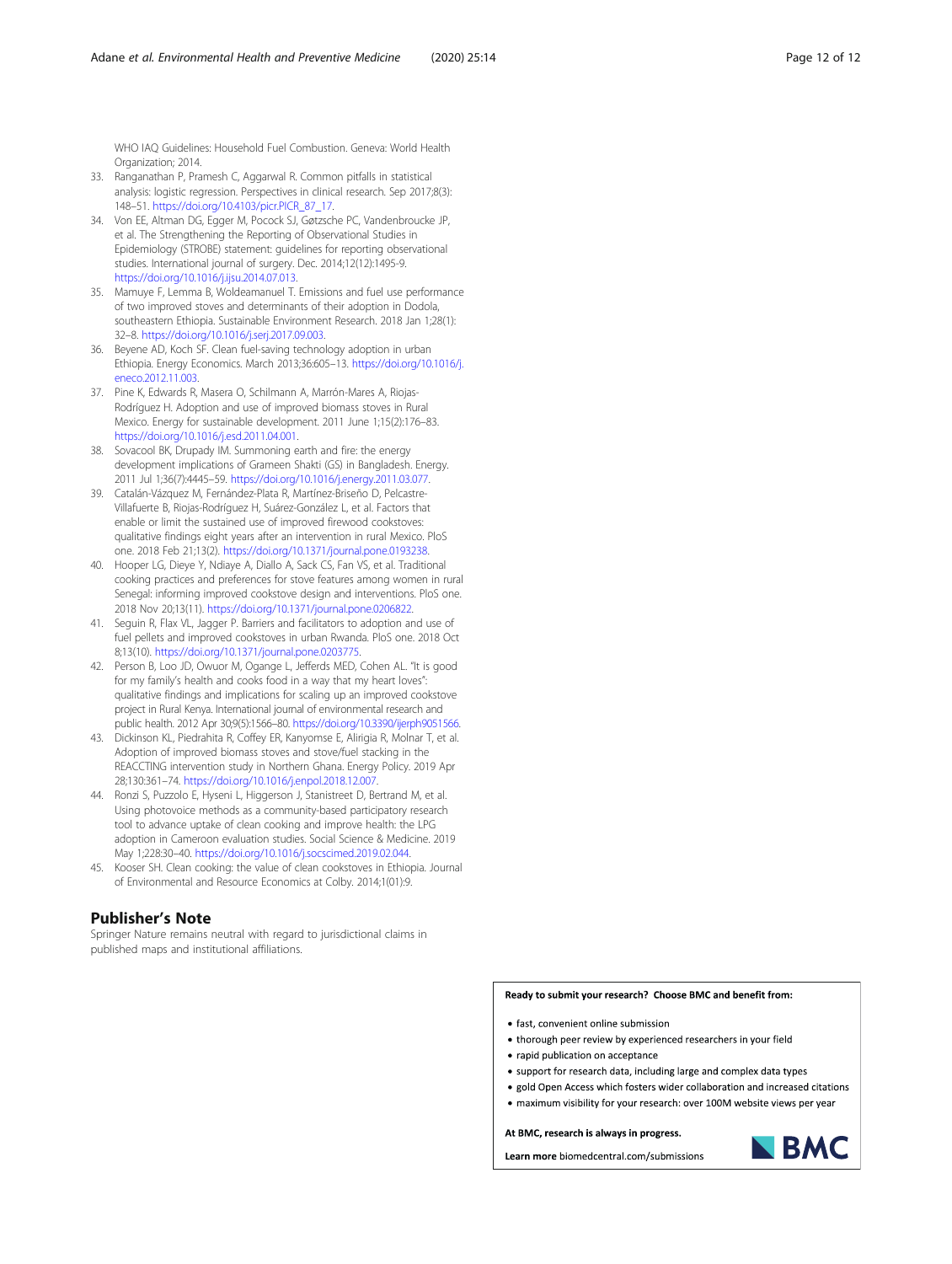WHO IAQ Guidelines: Household Fuel Combustion. Geneva: World Health Organization; 2014.

33. Ranganathan P, Pramesh C, Aggarwal R. Common pitfalls in statistical analysis: logistic regression. Perspectives in clinical research. Sep 2017;8(3): 148–51. https://doi.org/10.4103/picr.PICR_87_17.
34. Von EE, Altman DG, Egger M, Pocock SJ, Gøtzsche PC, Vandenbroucke JP, et al. The Strengthening the Reporting of Observational Studies in Epidemiology (STROBE) statement: guidelines for reporting observational studies. International journal of surgery. Dec. 2014;12(12):1495-9. https://doi.org/10.1016/j.ijsu.2014.07.013.
35. Mamuye F, Lemma B, Woldeamanuel T. Emissions and fuel use performance of two improved stoves and determinants of their adoption in Dodola, southeastern Ethiopia. Sustainable Environment Research. 2018 Jan 1;28(1): 32–8. https://doi.org/10.1016/j.serj.2017.09.003.
36. Beyene AD, Koch SF. Clean fuel-saving technology adoption in urban Ethiopia. Energy Economics. March 2013;36:605–13. https://doi.org/10.1016/j.eneco.2012.11.003.
37. Pine K, Edwards R, Masera O, Schilmann A, Marrón-Mares A, Riojas-Rodríguez H. Adoption and use of improved biomass stoves in Rural Mexico. Energy for sustainable development. 2011 June 1;15(2):176–83. https://doi.org/10.1016/j.esd.2011.04.001.
38. Sovacool BK, Drupady IM. Summoning earth and fire: the energy development implications of Grameen Shakti (GS) in Bangladesh. Energy. 2011 Jul 1;36(7):4445–59. https://doi.org/10.1016/j.energy.2011.03.077.
39. Catalán-Vázquez M, Fernández-Plata R, Martínez-Briseño D, Pelcastre-Villafuerte B, Riojas-Rodríguez H, Suárez-González L, et al. Factors that enable or limit the sustained use of improved firewood cookstoves: qualitative findings eight years after an intervention in rural Mexico. PloS one. 2018 Feb 21;13(2). https://doi.org/10.1371/journal.pone.0193238.
40. Hooper LG, Dieye Y, Ndiaye A, Diallo A, Sack CS, Fan VS, et al. Traditional cooking practices and preferences for stove features among women in rural Senegal: informing improved cookstove design and interventions. PloS one. 2018 Nov 20;13(11). https://doi.org/10.1371/journal.pone.0206822.
41. Seguin R, Flax VL, Jagger P. Barriers and facilitators to adoption and use of fuel pellets and improved cookstoves in urban Rwanda. PloS one. 2018 Oct 8;13(10). https://doi.org/10.1371/journal.pone.0203775.
42. Person B, Loo JD, Owuor M, Ogange L, Jefferds MED, Cohen AL. "It is good for my family's health and cooks food in a way that my heart loves": qualitative findings and implications for scaling up an improved cookstove project in Rural Kenya. International journal of environmental research and public health. 2012 Apr 30;9(5):1566–80. https://doi.org/10.3390/ijerph9051566.
43. Dickinson KL, Piedrahita R, Coffey ER, Kanyomse E, Alirigia R, Molnar T, et al. Adoption of improved biomass stoves and stove/fuel stacking in the REACCTING intervention study in Northern Ghana. Energy Policy. 2019 Apr 28;130:361–74. https://doi.org/10.1016/j.enpol.2018.12.007.
44. Ronzi S, Puzzolo E, Hyseni L, Higgerson J, Stanistreet D, Bertrand M, et al. Using photovoice methods as a community-based participatory research tool to advance uptake of clean cooking and improve health: the LPG adoption in Cameroon evaluation studies. Social Science & Medicine. 2019 May 1;228:30–40. https://doi.org/10.1016/j.socscimed.2019.02.044.
45. Kooser SH. Clean cooking: the value of clean cookstoves in Ethiopia. Journal of Environmental and Resource Economics at Colby. 2014;1(01):9.

## Publisher's Note

Springer Nature remains neutral with regard to jurisdictional claims in published maps and institutional affiliations.

**Ready to submit your research? Choose BMC and benefit from:**

- fast, convenient online submission
- thorough peer review by experienced researchers in your field
- rapid publication on acceptance
- support for research data, including large and complex data types
- gold Open Access which fosters wider collaboration and increased citations
- maximum visibility for your research: over 100M website views per year

**At BMC, research is always in progress.**

**Learn more** biomedcentral.com/submissions

BMC